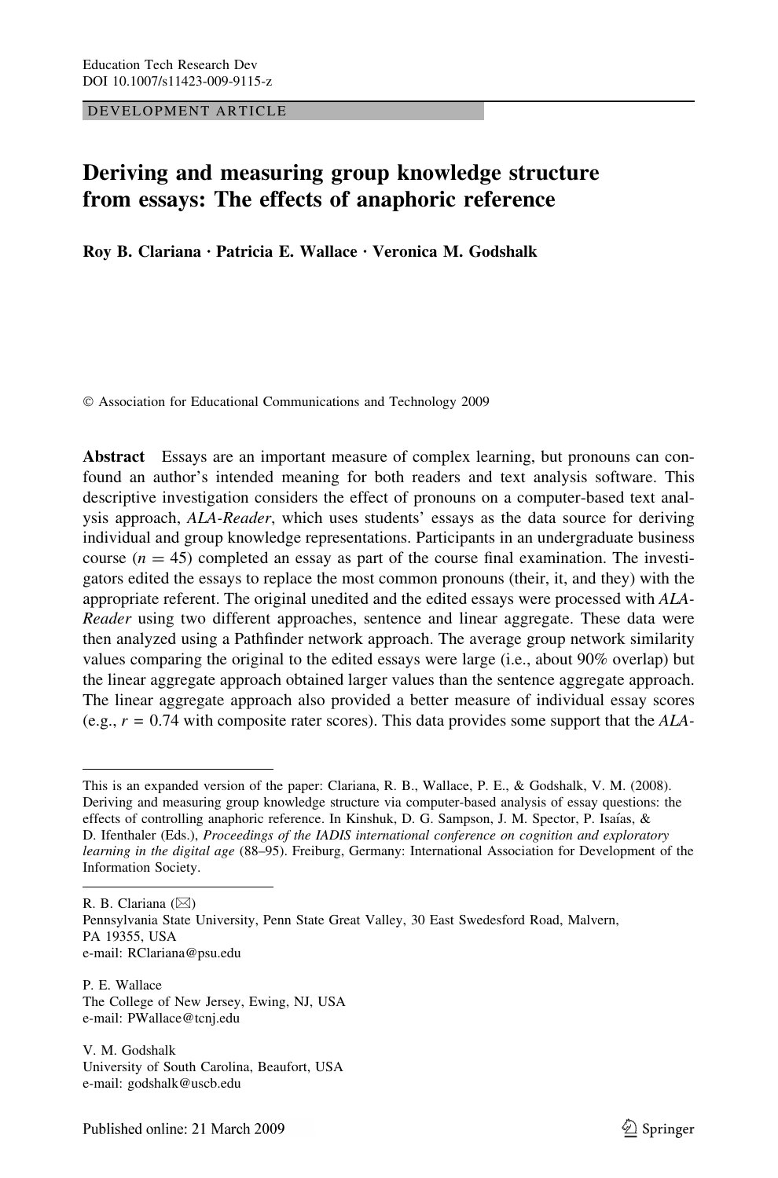DEVELOPMENT ARTICLE

# Deriving and measuring group knowledge structure from essays: The effects of anaphoric reference

**Roy B. Clariana · Patricia E. Wallace · Veronica M. Godshalk**

© Association for Educational Communications and Technology 2009

**Abstract** Essays are an important measure of complex learning, but pronouns can confound an author's intended meaning for both readers and text analysis software. This descriptive investigation considers the effect of pronouns on a computer-based text analysis approach, *ALA-Reader*, which uses students' essays as the data source for deriving individual and group knowledge representations. Participants in an undergraduate business course ($n = 45$) completed an essay as part of the course final examination. The investigators edited the essays to replace the most common pronouns (their, it, and they) with the appropriate referent. The original unedited and the edited essays were processed with *ALA-Reader* using two different approaches, sentence and linear aggregate. These data were then analyzed using a Pathfinder network approach. The average group network similarity values comparing the original to the edited essays were large (i.e., about 90% overlap) but the linear aggregate approach obtained larger values than the sentence aggregate approach. The linear aggregate approach also provided a better measure of individual essay scores (e.g., $r = 0.74$ with composite rater scores). This data provides some support that the *ALA-*

---

This is an expanded version of the paper: Clariana, R. B., Wallace, P. E., & Godshalk, V. M. (2008). Deriving and measuring group knowledge structure via computer-based analysis of essay questions: the effects of controlling anaphoric reference. In Kinshuk, D. G. Sampson, J. M. Spector, P. Isaías, & D. Ifenthaler (Eds.), *Proceedings of the IADIS international conference on cognition and exploratory learning in the digital age* (88–95). Freiburg, Germany: International Association for Development of the Information Society.

R. B. Clariana (✉)
Pennsylvania State University, Penn State Great Valley, 30 East Swedesford Road, Malvern, PA 19355, USA
e-mail: RClariana@psu.edu

P. E. Wallace
The College of New Jersey, Ewing, NJ, USA
e-mail: PWallace@tcnj.edu

V. M. Godshalk
University of South Carolina, Beaufort, USA
e-mail: godshalk@uscb.edu

Published online: 21 March 2009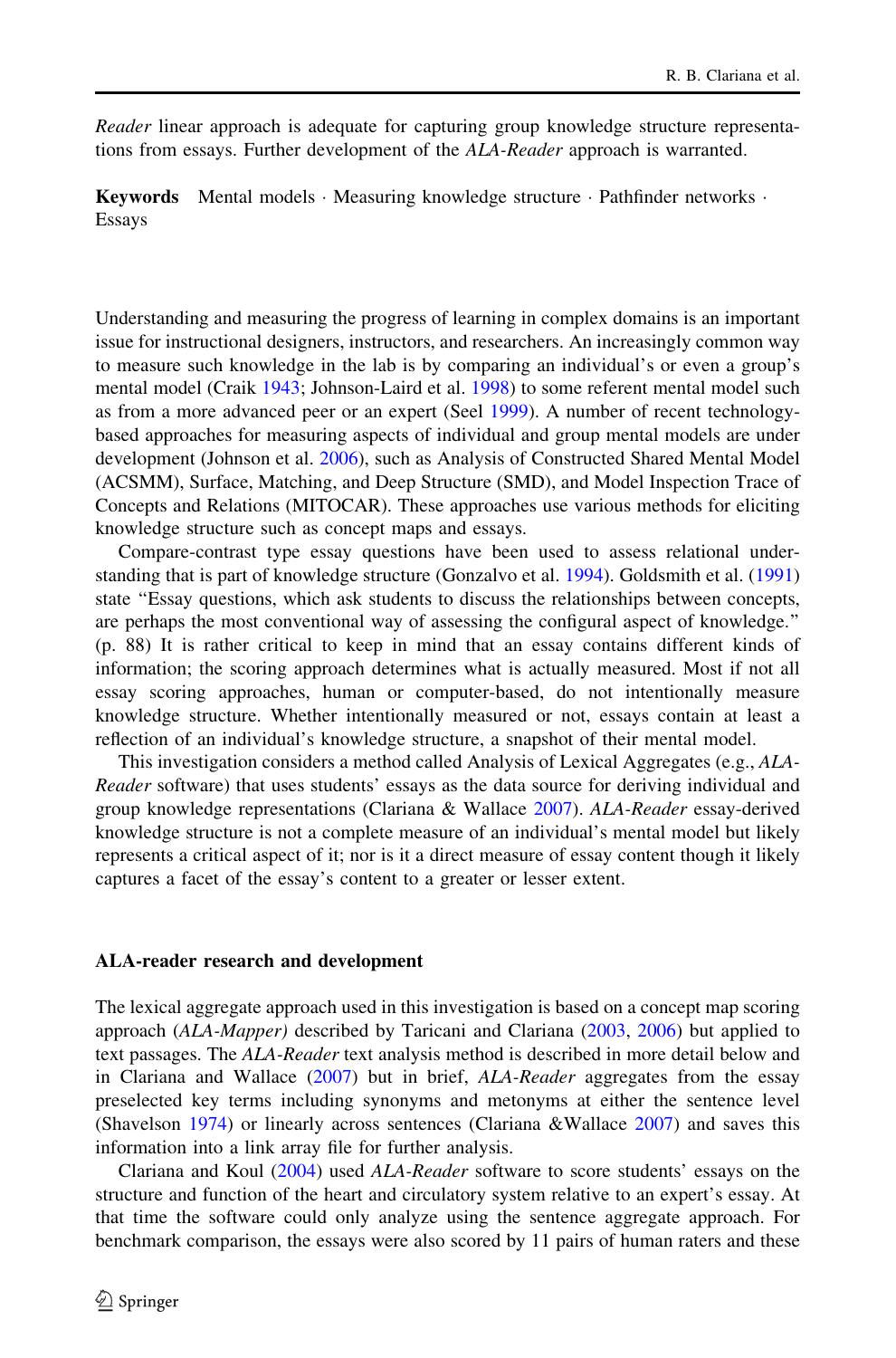*Reader* linear approach is adequate for capturing group knowledge structure representations from essays. Further development of the *ALA-Reader* approach is warranted.

**Keywords** Mental models · Measuring knowledge structure · Pathfinder networks · Essays

Understanding and measuring the progress of learning in complex domains is an important issue for instructional designers, instructors, and researchers. An increasingly common way to measure such knowledge in the lab is by comparing an individual's or even a group's mental model (Craik 1943; Johnson-Laird et al. 1998) to some referent mental model such as from a more advanced peer or an expert (Seel 1999). A number of recent technology-based approaches for measuring aspects of individual and group mental models are under development (Johnson et al. 2006), such as Analysis of Constructed Shared Mental Model (ACSMM), Surface, Matching, and Deep Structure (SMD), and Model Inspection Trace of Concepts and Relations (MITOCAR). These approaches use various methods for eliciting knowledge structure such as concept maps and essays.

Compare-contrast type essay questions have been used to assess relational understanding that is part of knowledge structure (Gonzalvo et al. 1994). Goldsmith et al. (1991) state "Essay questions, which ask students to discuss the relationships between concepts, are perhaps the most conventional way of assessing the configural aspect of knowledge." (p. 88) It is rather critical to keep in mind that an essay contains different kinds of information; the scoring approach determines what is actually measured. Most if not all essay scoring approaches, human or computer-based, do not intentionally measure knowledge structure. Whether intentionally measured or not, essays contain at least a reflection of an individual's knowledge structure, a snapshot of their mental model.

This investigation considers a method called Analysis of Lexical Aggregates (e.g., *ALA-Reader* software) that uses students' essays as the data source for deriving individual and group knowledge representations (Clariana & Wallace 2007). *ALA-Reader* essay-derived knowledge structure is not a complete measure of an individual's mental model but likely represents a critical aspect of it; nor is it a direct measure of essay content though it likely captures a facet of the essay's content to a greater or lesser extent.

## ALA-reader research and development

The lexical aggregate approach used in this investigation is based on a concept map scoring approach (*ALA-Mapper)* described by Taricani and Clariana (2003, 2006) but applied to text passages. The *ALA-Reader* text analysis method is described in more detail below and in Clariana and Wallace (2007) but in brief, *ALA-Reader* aggregates from the essay preselected key terms including synonyms and metonyms at either the sentence level (Shavelson 1974) or linearly across sentences (Clariana &Wallace 2007) and saves this information into a link array file for further analysis.

Clariana and Koul (2004) used *ALA-Reader* software to score students' essays on the structure and function of the heart and circulatory system relative to an expert's essay. At that time the software could only analyze using the sentence aggregate approach. For benchmark comparison, the essays were also scored by 11 pairs of human raters and these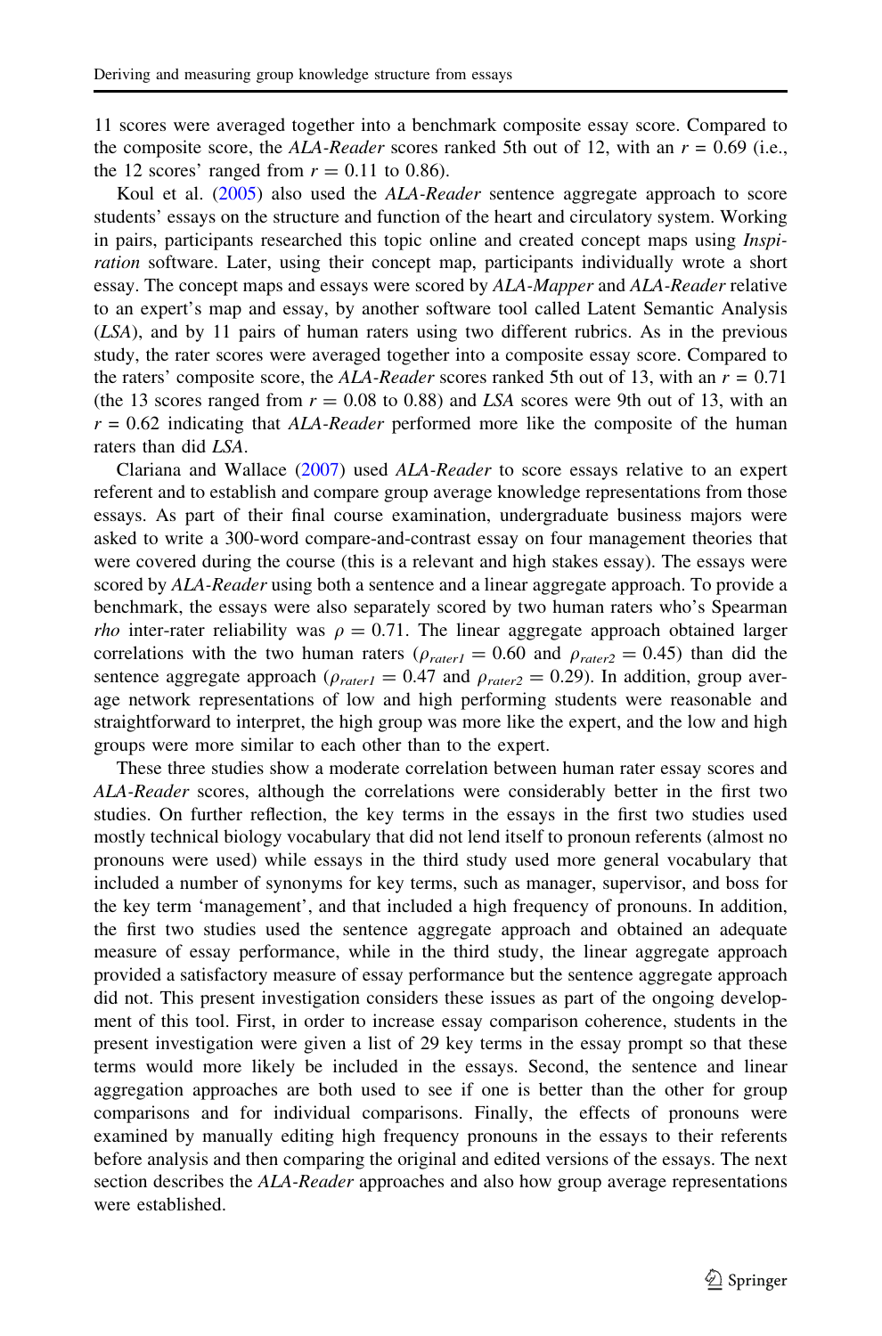11 scores were averaged together into a benchmark composite essay score. Compared to the composite score, the *ALA-Reader* scores ranked 5th out of 12, with an $r = 0.69$ (i.e., the 12 scores' ranged from $r = 0.11$ to 0.86).

Koul et al. (2005) also used the *ALA-Reader* sentence aggregate approach to score students' essays on the structure and function of the heart and circulatory system. Working in pairs, participants researched this topic online and created concept maps using *Inspiration* software. Later, using their concept map, participants individually wrote a short essay. The concept maps and essays were scored by *ALA-Mapper* and *ALA-Reader* relative to an expert's map and essay, by another software tool called Latent Semantic Analysis (*LSA*), and by 11 pairs of human raters using two different rubrics. As in the previous study, the rater scores were averaged together into a composite essay score. Compared to the raters' composite score, the *ALA-Reader* scores ranked 5th out of 13, with an $r = 0.71$ (the 13 scores ranged from $r = 0.08$ to 0.88) and *LSA* scores were 9th out of 13, with an $r = 0.62$ indicating that *ALA-Reader* performed more like the composite of the human raters than did *LSA*.

Clariana and Wallace (2007) used *ALA-Reader* to score essays relative to an expert referent and to establish and compare group average knowledge representations from those essays. As part of their final course examination, undergraduate business majors were asked to write a 300-word compare-and-contrast essay on four management theories that were covered during the course (this is a relevant and high stakes essay). The essays were scored by *ALA-Reader* using both a sentence and a linear aggregate approach. To provide a benchmark, the essays were also separately scored by two human raters who's Spearman *rho* inter-rater reliability was $\rho = 0.71$. The linear aggregate approach obtained larger correlations with the two human raters ($\rho_{rater1} = 0.60$ and $\rho_{rater2} = 0.45$) than did the sentence aggregate approach ($\rho_{rater1} = 0.47$ and $\rho_{rater2} = 0.29$). In addition, group average network representations of low and high performing students were reasonable and straightforward to interpret, the high group was more like the expert, and the low and high groups were more similar to each other than to the expert.

These three studies show a moderate correlation between human rater essay scores and *ALA-Reader* scores, although the correlations were considerably better in the first two studies. On further reflection, the key terms in the essays in the first two studies used mostly technical biology vocabulary that did not lend itself to pronoun referents (almost no pronouns were used) while essays in the third study used more general vocabulary that included a number of synonyms for key terms, such as manager, supervisor, and boss for the key term 'management', and that included a high frequency of pronouns. In addition, the first two studies used the sentence aggregate approach and obtained an adequate measure of essay performance, while in the third study, the linear aggregate approach provided a satisfactory measure of essay performance but the sentence aggregate approach did not. This present investigation considers these issues as part of the ongoing development of this tool. First, in order to increase essay comparison coherence, students in the present investigation were given a list of 29 key terms in the essay prompt so that these terms would more likely be included in the essays. Second, the sentence and linear aggregation approaches are both used to see if one is better than the other for group comparisons and for individual comparisons. Finally, the effects of pronouns were examined by manually editing high frequency pronouns in the essays to their referents before analysis and then comparing the original and edited versions of the essays. The next section describes the *ALA-Reader* approaches and also how group average representations were established.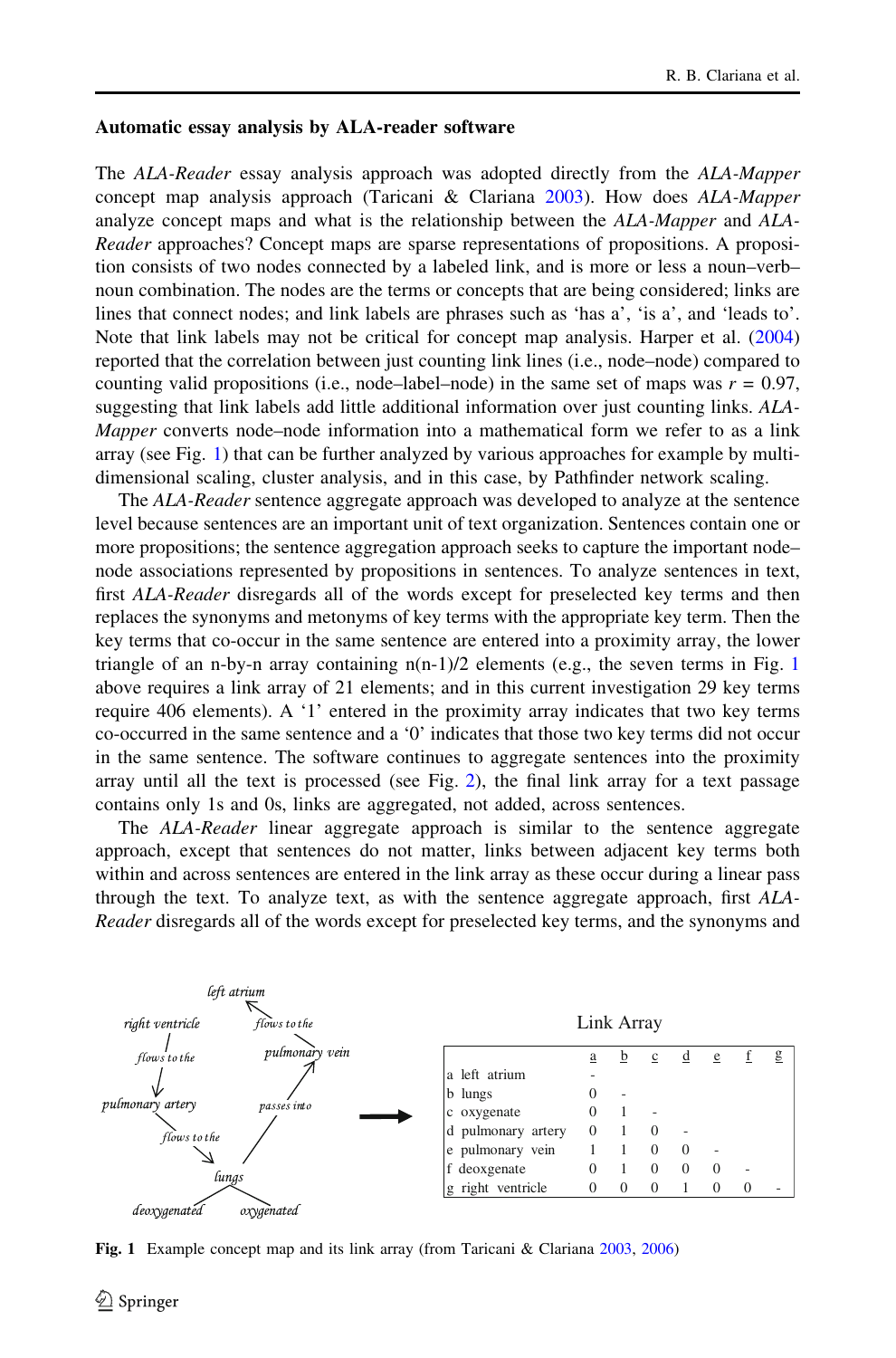### Automatic essay analysis by ALA-reader software

The *ALA-Reader* essay analysis approach was adopted directly from the *ALA-Mapper* concept map analysis approach (Taricani & Clariana 2003). How does *ALA-Mapper* analyze concept maps and what is the relationship between the *ALA-Mapper* and *ALA-Reader* approaches? Concept maps are sparse representations of propositions. A proposition consists of two nodes connected by a labeled link, and is more or less a noun–verb–noun combination. The nodes are the terms or concepts that are being considered; links are lines that connect nodes; and link labels are phrases such as 'has a', 'is a', and 'leads to'. Note that link labels may not be critical for concept map analysis. Harper et al. (2004) reported that the correlation between just counting link lines (i.e., node–node) compared to counting valid propositions (i.e., node–label–node) in the same set of maps was $r = 0.97$, suggesting that link labels add little additional information over just counting links. *ALA-Mapper* converts node–node information into a mathematical form we refer to as a link array (see Fig. 1) that can be further analyzed by various approaches for example by multidimensional scaling, cluster analysis, and in this case, by Pathfinder network scaling.

The *ALA-Reader* sentence aggregate approach was developed to analyze at the sentence level because sentences are an important unit of text organization. Sentences contain one or more propositions; the sentence aggregation approach seeks to capture the important node–node associations represented by propositions in sentences. To analyze sentences in text, first *ALA-Reader* disregards all of the words except for preselected key terms and then replaces the synonyms and metonyms of key terms with the appropriate key term. Then the key terms that co-occur in the same sentence are entered into a proximity array, the lower triangle of an n-by-n array containing $n(n-1)/2$ elements (e.g., the seven terms in Fig. 1 above requires a link array of 21 elements; and in this current investigation 29 key terms require 406 elements). A '1' entered in the proximity array indicates that two key terms co-occurred in the same sentence and a '0' indicates that those two key terms did not occur in the same sentence. The software continues to aggregate sentences into the proximity array until all the text is processed (see Fig. 2), the final link array for a text passage contains only 1s and 0s, links are aggregated, not added, across sentences.

The *ALA-Reader* linear aggregate approach is similar to the sentence aggregate approach, except that sentences do not matter, links between adjacent key terms both within and across sentences are entered in the link array as these occur during a linear pass through the text. To analyze text, as with the sentence aggregate approach, first *ALA-Reader* disregards all of the words except for preselected key terms, and the synonyms and

left atrium
right ventricle
flows to the
flows to the
pulmonary vein
pulmonary artery
passes into
flows to the
lungs
deoxygenated
oxygenated

Link Array

| | a | b | c | d | e | f | g |
|---|---|---|---|---|---|---|---|
| a left atrium | - | | | | | | |
| b lungs | 0 | - | | | | | |
| c oxygenate | 0 | 1 | - | | | | |
| d pulmonary artery | 0 | 1 | 0 | - | | | |
| e pulmonary vein | 1 | 1 | 0 | 0 | - | | |
| f deoxgenate | 0 | 1 | 0 | 0 | 0 | - | |
| g right ventricle | 0 | 0 | 0 | 1 | 0 | 0 | - |

**Fig. 1** Example concept map and its link array (from Taricani & Clariana 2003, 2006)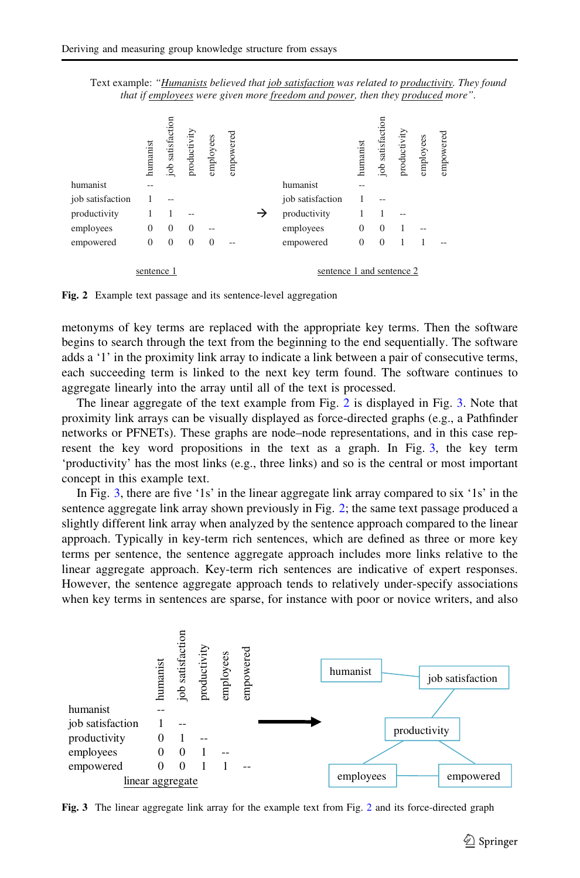Text example: *"Humanists believed that job satisfaction was related to productivity. They found that if employees were given more freedom and power, then they produced more".*

| | humanist | job satisfaction | productivity | employees | empowered |
|---|---|---|---|---|---|
| humanist | -- | | | | |
| job satisfaction | 1 | -- | | | |
| productivity | 1 | 1 | -- | | |
| employees | 0 | 0 | 0 | -- | |
| empowered | 0 | 0 | 0 | 0 | -- |

sentence 1

→

| | humanist | job satisfaction | productivity | employees | empowered |
|---|---|---|---|---|---|
| humanist | -- | | | | |
| job satisfaction | 1 | -- | | | |
| productivity | 1 | 1 | -- | | |
| employees | 0 | 0 | 1 | -- | |
| empowered | 0 | 0 | 1 | 1 | -- |

sentence 1 and sentence 2

**Fig. 2** Example text passage and its sentence-level aggregation

metonyms of key terms are replaced with the appropriate key terms. Then the software begins to search through the text from the beginning to the end sequentially. The software adds a '1' in the proximity link array to indicate a link between a pair of consecutive terms, each succeeding term is linked to the next key term found. The software continues to aggregate linearly into the array until all of the text is processed.

The linear aggregate of the text example from Fig. 2 is displayed in Fig. 3. Note that proximity link arrays can be visually displayed as force-directed graphs (e.g., a Pathfinder networks or PFNETs). These graphs are node–node representations, and in this case represent the key word propositions in the text as a graph. In Fig. 3, the key term 'productivity' has the most links (e.g., three links) and so is the central or most important concept in this example text.

In Fig. 3, there are five '1s' in the linear aggregate link array compared to six '1s' in the sentence aggregate link array shown previously in Fig. 2; the same text passage produced a slightly different link array when analyzed by the sentence approach compared to the linear approach. Typically in key-term rich sentences, which are defined as three or more key terms per sentence, the sentence aggregate approach includes more links relative to the linear aggregate approach. Key-term rich sentences are indicative of expert responses. However, the sentence aggregate approach tends to relatively under-specify associations when key terms in sentences are sparse, for instance with poor or novice writers, and also

| | humanist | job satisfaction | productivity | employees | empowered |
|---|---|---|---|---|---|
| humanist | -- | | | | |
| job satisfaction | 1 | -- | | | |
| productivity | 0 | 1 | -- | | |
| employees | 0 | 0 | 1 | -- | |
| empowered | 0 | 0 | 1 | 1 | -- |

linear aggregate

humanist
job satisfaction
productivity
employees
empowered

**Fig. 3** The linear aggregate link array for the example text from Fig. 2 and its force-directed graph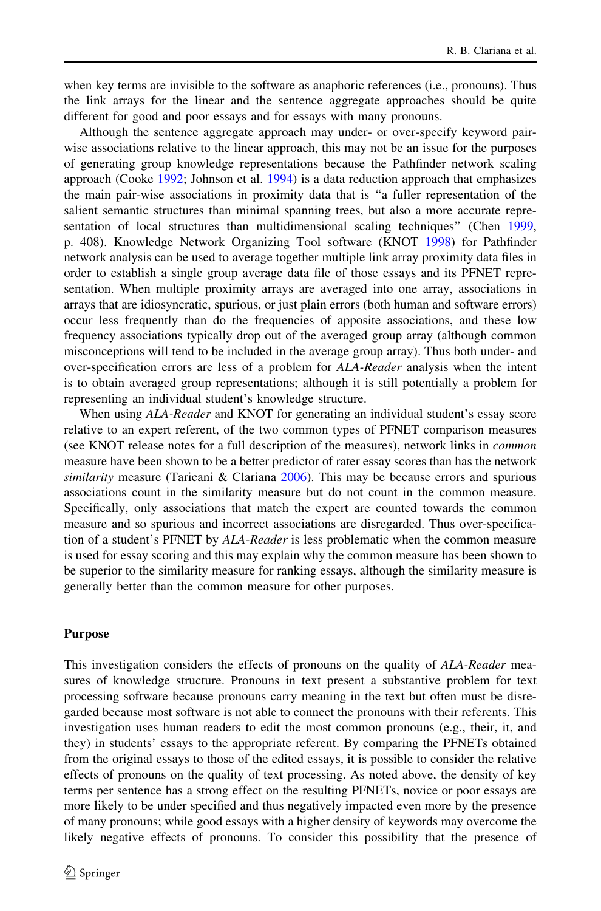when key terms are invisible to the software as anaphoric references (i.e., pronouns). Thus the link arrays for the linear and the sentence aggregate approaches should be quite different for good and poor essays and for essays with many pronouns.

Although the sentence aggregate approach may under- or over-specify keyword pair-wise associations relative to the linear approach, this may not be an issue for the purposes of generating group knowledge representations because the Pathfinder network scaling approach (Cooke 1992; Johnson et al. 1994) is a data reduction approach that emphasizes the main pair-wise associations in proximity data that is "a fuller representation of the salient semantic structures than minimal spanning trees, but also a more accurate representation of local structures than multidimensional scaling techniques" (Chen 1999, p. 408). Knowledge Network Organizing Tool software (KNOT 1998) for Pathfinder network analysis can be used to average together multiple link array proximity data files in order to establish a single group average data file of those essays and its PFNET representation. When multiple proximity arrays are averaged into one array, associations in arrays that are idiosyncratic, spurious, or just plain errors (both human and software errors) occur less frequently than do the frequencies of apposite associations, and these low frequency associations typically drop out of the averaged group array (although common misconceptions will tend to be included in the average group array). Thus both under- and over-specification errors are less of a problem for *ALA-Reader* analysis when the intent is to obtain averaged group representations; although it is still potentially a problem for representing an individual student's knowledge structure.

When using *ALA-Reader* and KNOT for generating an individual student's essay score relative to an expert referent, of the two common types of PFNET comparison measures (see KNOT release notes for a full description of the measures), network links in *common* measure have been shown to be a better predictor of rater essay scores than has the network *similarity* measure (Taricani & Clariana 2006). This may be because errors and spurious associations count in the similarity measure but do not count in the common measure. Specifically, only associations that match the expert are counted towards the common measure and so spurious and incorrect associations are disregarded. Thus over-specification of a student's PFNET by *ALA-Reader* is less problematic when the common measure is used for essay scoring and this may explain why the common measure has been shown to be superior to the similarity measure for ranking essays, although the similarity measure is generally better than the common measure for other purposes.

## Purpose

This investigation considers the effects of pronouns on the quality of *ALA-Reader* measures of knowledge structure. Pronouns in text present a substantive problem for text processing software because pronouns carry meaning in the text but often must be disregarded because most software is not able to connect the pronouns with their referents. This investigation uses human readers to edit the most common pronouns (e.g., their, it, and they) in students' essays to the appropriate referent. By comparing the PFNETs obtained from the original essays to those of the edited essays, it is possible to consider the relative effects of pronouns on the quality of text processing. As noted above, the density of key terms per sentence has a strong effect on the resulting PFNETs, novice or poor essays are more likely to be under specified and thus negatively impacted even more by the presence of many pronouns; while good essays with a higher density of keywords may overcome the likely negative effects of pronouns. To consider this possibility that the presence of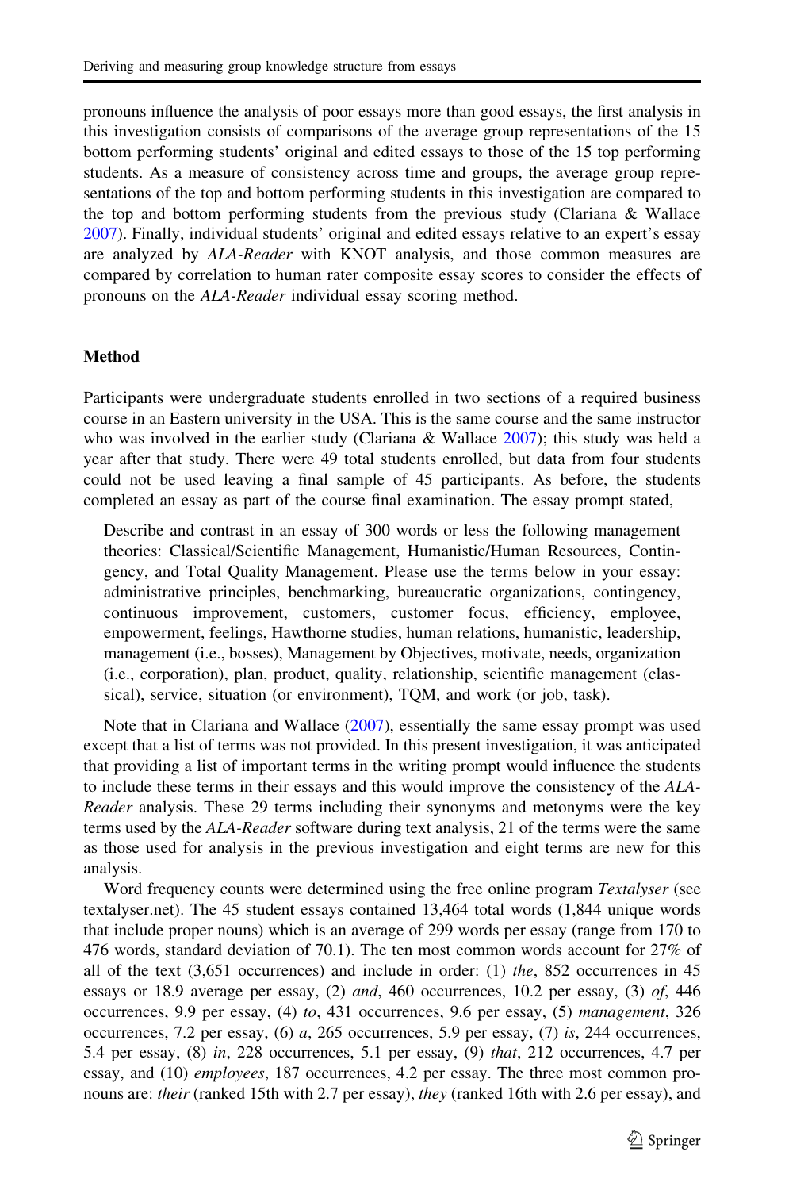pronouns influence the analysis of poor essays more than good essays, the first analysis in this investigation consists of comparisons of the average group representations of the 15 bottom performing students' original and edited essays to those of the 15 top performing students. As a measure of consistency across time and groups, the average group representations of the top and bottom performing students in this investigation are compared to the top and bottom performing students from the previous study (Clariana & Wallace 2007). Finally, individual students' original and edited essays relative to an expert's essay are analyzed by *ALA-Reader* with KNOT analysis, and those common measures are compared by correlation to human rater composite essay scores to consider the effects of pronouns on the *ALA-Reader* individual essay scoring method.

## Method

Participants were undergraduate students enrolled in two sections of a required business course in an Eastern university in the USA. This is the same course and the same instructor who was involved in the earlier study (Clariana & Wallace 2007); this study was held a year after that study. There were 49 total students enrolled, but data from four students could not be used leaving a final sample of 45 participants. As before, the students completed an essay as part of the course final examination. The essay prompt stated,

> Describe and contrast in an essay of 300 words or less the following management theories: Classical/Scientific Management, Humanistic/Human Resources, Contingency, and Total Quality Management. Please use the terms below in your essay: administrative principles, benchmarking, bureaucratic organizations, contingency, continuous improvement, customers, customer focus, efficiency, employee, empowerment, feelings, Hawthorne studies, human relations, humanistic, leadership, management (i.e., bosses), Management by Objectives, motivate, needs, organization (i.e., corporation), plan, product, quality, relationship, scientific management (classical), service, situation (or environment), TQM, and work (or job, task).

Note that in Clariana and Wallace (2007), essentially the same essay prompt was used except that a list of terms was not provided. In this present investigation, it was anticipated that providing a list of important terms in the writing prompt would influence the students to include these terms in their essays and this would improve the consistency of the *ALA-Reader* analysis. These 29 terms including their synonyms and metonyms were the key terms used by the *ALA-Reader* software during text analysis, 21 of the terms were the same as those used for analysis in the previous investigation and eight terms are new for this analysis.

Word frequency counts were determined using the free online program *Textalyser* (see textalyser.net). The 45 student essays contained 13,464 total words (1,844 unique words that include proper nouns) which is an average of 299 words per essay (range from 170 to 476 words, standard deviation of 70.1). The ten most common words account for 27% of all of the text (3,651 occurrences) and include in order: (1) *the*, 852 occurrences in 45 essays or 18.9 average per essay, (2) *and*, 460 occurrences, 10.2 per essay, (3) *of*, 446 occurrences, 9.9 per essay, (4) *to*, 431 occurrences, 9.6 per essay, (5) *management*, 326 occurrences, 7.2 per essay, (6) *a*, 265 occurrences, 5.9 per essay, (7) *is*, 244 occurrences, 5.4 per essay, (8) *in*, 228 occurrences, 5.1 per essay, (9) *that*, 212 occurrences, 4.7 per essay, and (10) *employees*, 187 occurrences, 4.2 per essay. The three most common pronouns are: *their* (ranked 15th with 2.7 per essay), *they* (ranked 16th with 2.6 per essay), and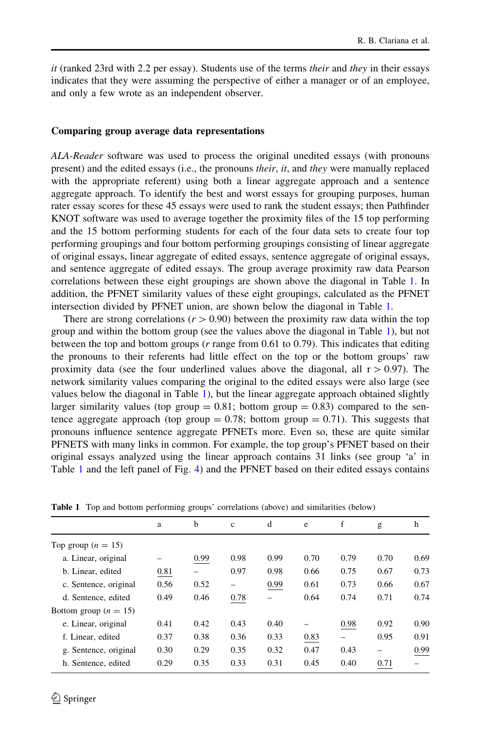*it* (ranked 23rd with 2.2 per essay). Students use of the terms *their* and *they* in their essays indicates that they were assuming the perspective of either a manager or of an employee, and only a few wrote as an independent observer.

### Comparing group average data representations

*ALA-Reader* software was used to process the original unedited essays (with pronouns present) and the edited essays (i.e., the pronouns *their*, *it*, and *they* were manually replaced with the appropriate referent) using both a linear aggregate approach and a sentence aggregate approach. To identify the best and worst essays for grouping purposes, human rater essay scores for these 45 essays were used to rank the student essays; then Pathfinder KNOT software was used to average together the proximity files of the 15 top performing and the 15 bottom performing students for each of the four data sets to create four top performing groupings and four bottom performing groupings consisting of linear aggregate of original essays, linear aggregate of edited essays, sentence aggregate of original essays, and sentence aggregate of edited essays. The group average proximity raw data Pearson correlations between these eight groupings are shown above the diagonal in Table 1. In addition, the PFNET similarity values of these eight groupings, calculated as the PFNET intersection divided by PFNET union, are shown below the diagonal in Table 1.

There are strong correlations ($r > 0.90$) between the proximity raw data within the top group and within the bottom group (see the values above the diagonal in Table 1), but not between the top and bottom groups ($r$ range from 0.61 to 0.79). This indicates that editing the pronouns to their referents had little effect on the top or the bottom groups' raw proximity data (see the four underlined values above the diagonal, all $r > 0.97$). The network similarity values comparing the original to the edited essays were also large (see values below the diagonal in Table 1), but the linear aggregate approach obtained slightly larger similarity values (top group = 0.81; bottom group = 0.83) compared to the sentence aggregate approach (top group = 0.78; bottom group = 0.71). This suggests that pronouns influence sentence aggregate PFNETs more. Even so, these are quite similar PFNETS with many links in common. For example, the top group's PFNET based on their original essays analyzed using the linear approach contains 31 links (see group 'a' in Table 1 and the left panel of Fig. 4) and the PFNET based on their edited essays contains

**Table 1** Top and bottom performing groups' correlations (above) and similarities (below)

| | a | b | c | d | e | f | g | h |
|---|---|---|---|---|---|---|---|---|
| Top group ($n$ = 15) | | | | | | | | |
| a. Linear, original | – | <u>0.99</u> | 0.98 | 0.99 | 0.70 | 0.79 | 0.70 | 0.69 |
| b. Linear, edited | <u>0.81</u> | – | 0.97 | 0.98 | 0.66 | 0.75 | 0.67 | 0.73 |
| c. Sentence, original | 0.56 | 0.52 | – | <u>0.99</u> | 0.61 | 0.73 | 0.66 | 0.67 |
| d. Sentence, edited | 0.49 | 0.46 | <u>0.78</u> | – | 0.64 | 0.74 | 0.71 | 0.74 |
| Bottom group ($n$ = 15) | | | | | | | | |
| e. Linear, original | 0.41 | 0.42 | 0.43 | 0.40 | – | <u>0.98</u> | 0.92 | 0.90 |
| f. Linear, edited | 0.37 | 0.38 | 0.36 | 0.33 | <u>0.83</u> | – | 0.95 | 0.91 |
| g. Sentence, original | 0.30 | 0.29 | 0.35 | 0.32 | 0.47 | 0.43 | – | <u>0.99</u> |
| h. Sentence, edited | 0.29 | 0.35 | 0.33 | 0.31 | 0.45 | 0.40 | <u>0.71</u> | – |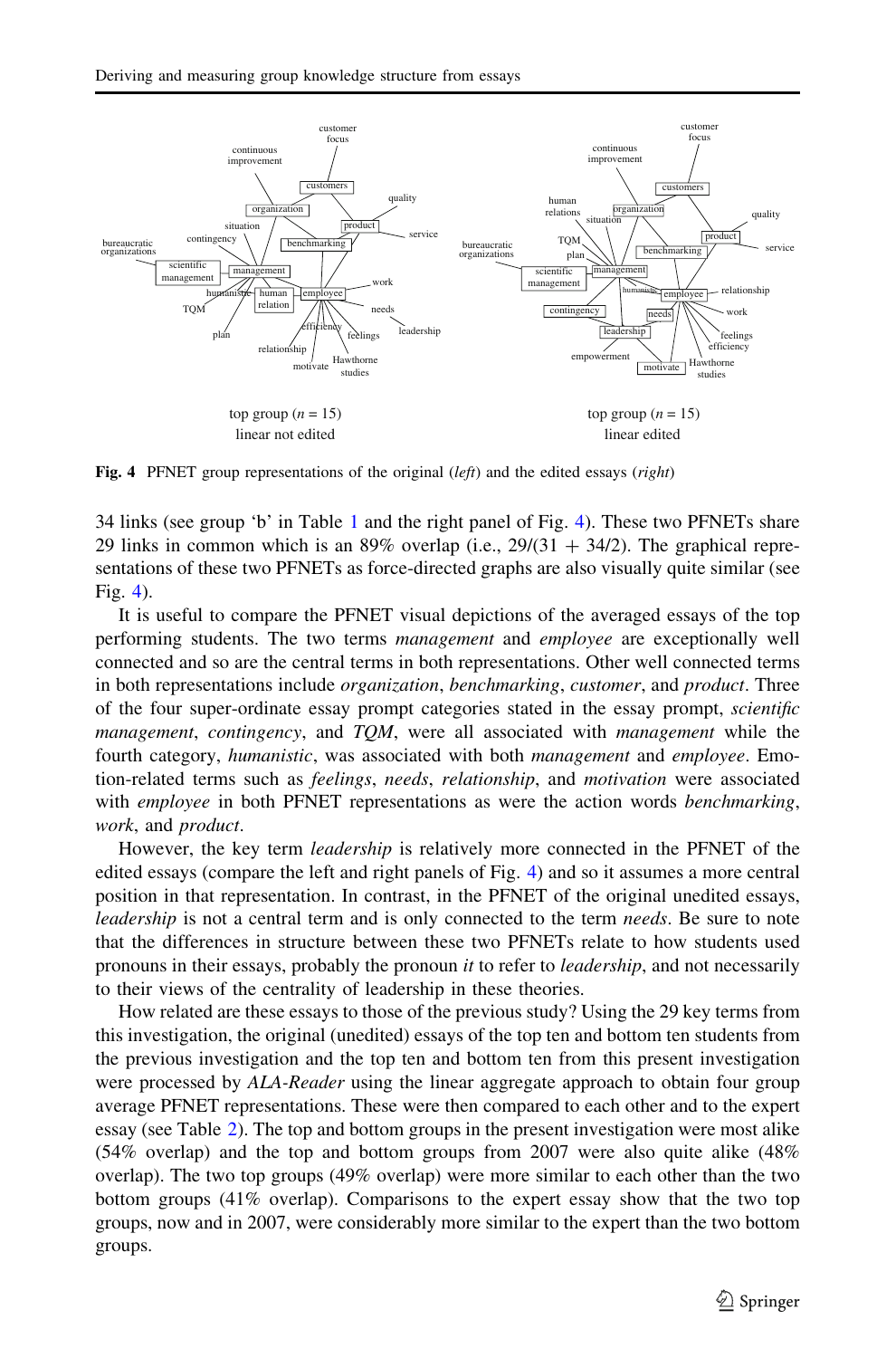top group ($n$ = 15)
linear not edited

top group ($n$ = 15)
linear edited

**Fig. 4** PFNET group representations of the original (*left*) and the edited essays (*right*)

34 links (see group 'b' in Table 1 and the right panel of Fig. 4). These two PFNETs share 29 links in common which is an 89% overlap (i.e., 29/(31 + 34/2). The graphical representations of these two PFNETs as force-directed graphs are also visually quite similar (see Fig. 4).

It is useful to compare the PFNET visual depictions of the averaged essays of the top performing students. The two terms *management* and *employee* are exceptionally well connected and so are the central terms in both representations. Other well connected terms in both representations include *organization*, *benchmarking*, *customer*, and *product*. Three of the four super-ordinate essay prompt categories stated in the essay prompt, *scientific management*, *contingency*, and *TQM*, were all associated with *management* while the fourth category, *humanistic*, was associated with both *management* and *employee*. Emotion-related terms such as *feelings*, *needs*, *relationship*, and *motivation* were associated with *employee* in both PFNET representations as were the action words *benchmarking*, *work*, and *product*.

However, the key term *leadership* is relatively more connected in the PFNET of the edited essays (compare the left and right panels of Fig. 4) and so it assumes a more central position in that representation. In contrast, in the PFNET of the original unedited essays, *leadership* is not a central term and is only connected to the term *needs*. Be sure to note that the differences in structure between these two PFNETs relate to how students used pronouns in their essays, probably the pronoun *it* to refer to *leadership*, and not necessarily to their views of the centrality of leadership in these theories.

How related are these essays to those of the previous study? Using the 29 key terms from this investigation, the original (unedited) essays of the top ten and bottom ten students from the previous investigation and the top ten and bottom ten from this present investigation were processed by *ALA-Reader* using the linear aggregate approach to obtain four group average PFNET representations. These were then compared to each other and to the expert essay (see Table 2). The top and bottom groups in the present investigation were most alike (54% overlap) and the top and bottom groups from 2007 were also quite alike (48% overlap). The two top groups (49% overlap) were more similar to each other than the two bottom groups (41% overlap). Comparisons to the expert essay show that the two top groups, now and in 2007, were considerably more similar to the expert than the two bottom groups.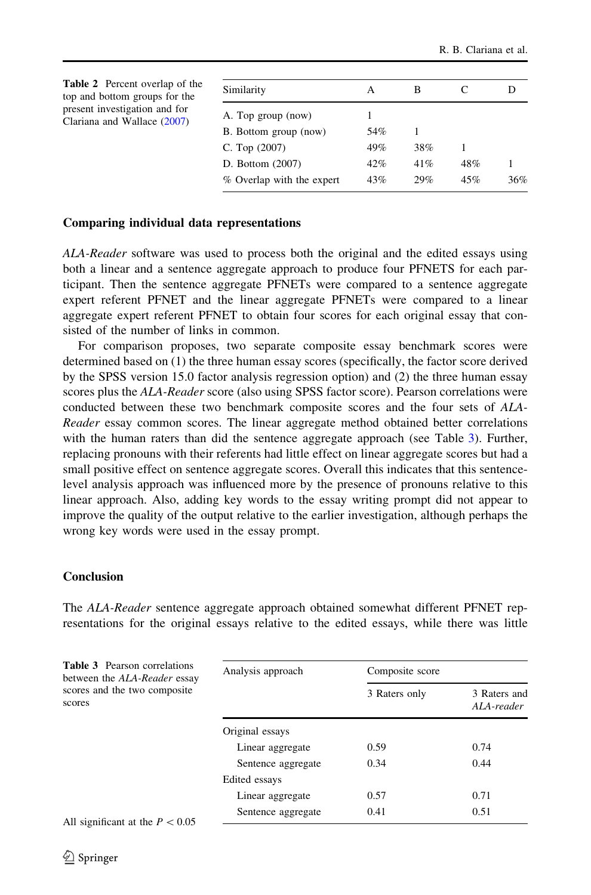**Table 2** Percent overlap of the top and bottom groups for the present investigation and for Clariana and Wallace (2007)

| Similarity | A | B | C | D |
|---|---|---|---|---|
| A. Top group (now) | 1 | | | |
| B. Bottom group (now) | 54% | 1 | | |
| C. Top (2007) | 49% | 38% | 1 | |
| D. Bottom (2007) | 42% | 41% | 48% | 1 |
| % Overlap with the expert | 43% | 29% | 45% | 36% |

## Comparing individual data representations

*ALA-Reader* software was used to process both the original and the edited essays using both a linear and a sentence aggregate approach to produce four PFNETS for each participant. Then the sentence aggregate PFNETs were compared to a sentence aggregate expert referent PFNET and the linear aggregate PFNETs were compared to a linear aggregate expert referent PFNET to obtain four scores for each original essay that consisted of the number of links in common.

For comparison proposes, two separate composite essay benchmark scores were determined based on (1) the three human essay scores (specifically, the factor score derived by the SPSS version 15.0 factor analysis regression option) and (2) the three human essay scores plus the *ALA-Reader* score (also using SPSS factor score). Pearson correlations were conducted between these two benchmark composite scores and the four sets of *ALA-Reader* essay common scores. The linear aggregate method obtained better correlations with the human raters than did the sentence aggregate approach (see Table 3). Further, replacing pronouns with their referents had little effect on linear aggregate scores but had a small positive effect on sentence aggregate scores. Overall this indicates that this sentence-level analysis approach was influenced more by the presence of pronouns relative to this linear approach. Also, adding key words to the essay writing prompt did not appear to improve the quality of the output relative to the earlier investigation, although perhaps the wrong key words were used in the essay prompt.

## Conclusion

The *ALA-Reader* sentence aggregate approach obtained somewhat different PFNET representations for the original essays relative to the edited essays, while there was little

**Table 3** Pearson correlations between the *ALA-Reader* essay scores and the two composite scores

| Analysis approach | Composite score | |
|---|---|---|
| | 3 Raters only | 3 Raters and *ALA-reader* |
| Original essays | | |
| Linear aggregate | 0.59 | 0.74 |
| Sentence aggregate | 0.34 | 0.44 |
| Edited essays | | |
| Linear aggregate | 0.57 | 0.71 |
| Sentence aggregate | 0.41 | 0.51 |

All significant at the $P < 0.05$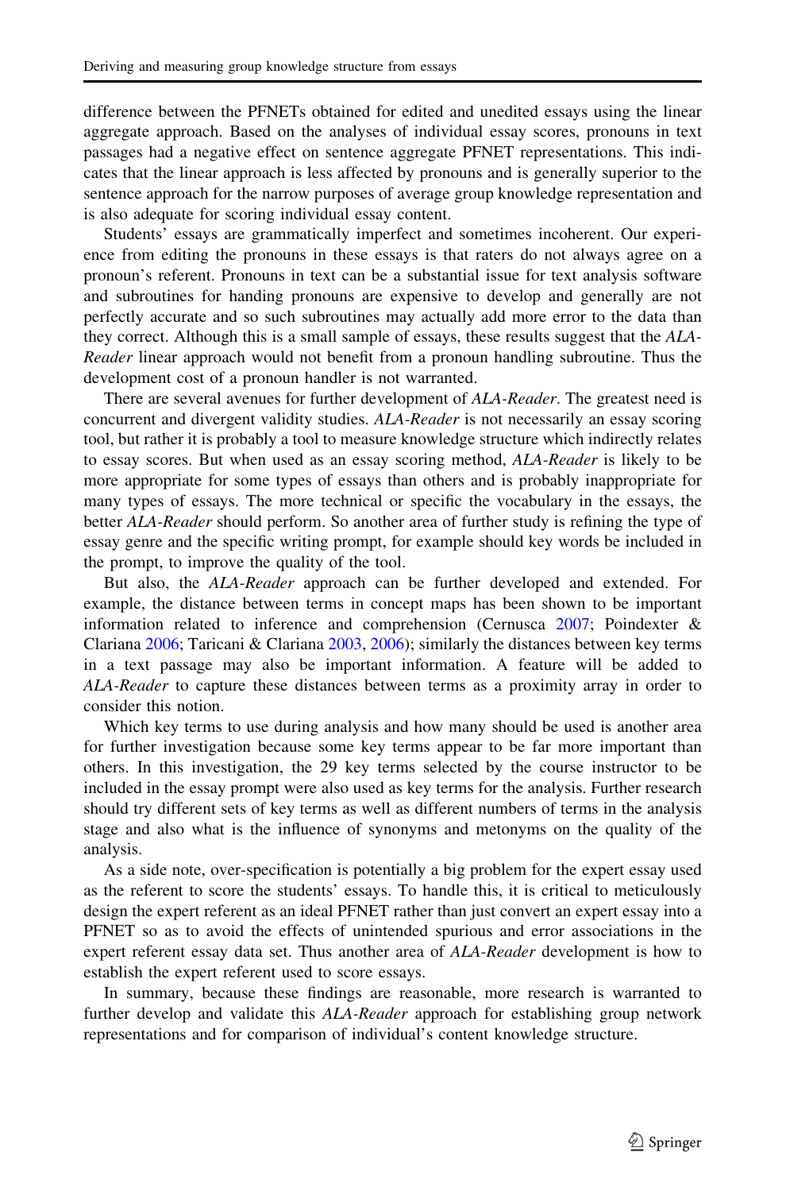difference between the PFNETs obtained for edited and unedited essays using the linear aggregate approach. Based on the analyses of individual essay scores, pronouns in text passages had a negative effect on sentence aggregate PFNET representations. This indicates that the linear approach is less affected by pronouns and is generally superior to the sentence approach for the narrow purposes of average group knowledge representation and is also adequate for scoring individual essay content.

Students' essays are grammatically imperfect and sometimes incoherent. Our experience from editing the pronouns in these essays is that raters do not always agree on a pronoun's referent. Pronouns in text can be a substantial issue for text analysis software and subroutines for handing pronouns are expensive to develop and generally are not perfectly accurate and so such subroutines may actually add more error to the data than they correct. Although this is a small sample of essays, these results suggest that the *ALA-Reader* linear approach would not benefit from a pronoun handling subroutine. Thus the development cost of a pronoun handler is not warranted.

There are several avenues for further development of *ALA-Reader*. The greatest need is concurrent and divergent validity studies. *ALA-Reader* is not necessarily an essay scoring tool, but rather it is probably a tool to measure knowledge structure which indirectly relates to essay scores. But when used as an essay scoring method, *ALA-Reader* is likely to be more appropriate for some types of essays than others and is probably inappropriate for many types of essays. The more technical or specific the vocabulary in the essays, the better *ALA-Reader* should perform. So another area of further study is refining the type of essay genre and the specific writing prompt, for example should key words be included in the prompt, to improve the quality of the tool.

But also, the *ALA-Reader* approach can be further developed and extended. For example, the distance between terms in concept maps has been shown to be important information related to inference and comprehension (Cernusca 2007; Poindexter & Clariana 2006; Taricani & Clariana 2003, 2006); similarly the distances between key terms in a text passage may also be important information. A feature will be added to *ALA-Reader* to capture these distances between terms as a proximity array in order to consider this notion.

Which key terms to use during analysis and how many should be used is another area for further investigation because some key terms appear to be far more important than others. In this investigation, the 29 key terms selected by the course instructor to be included in the essay prompt were also used as key terms for the analysis. Further research should try different sets of key terms as well as different numbers of terms in the analysis stage and also what is the influence of synonyms and metonyms on the quality of the analysis.

As a side note, over-specification is potentially a big problem for the expert essay used as the referent to score the students' essays. To handle this, it is critical to meticulously design the expert referent as an ideal PFNET rather than just convert an expert essay into a PFNET so as to avoid the effects of unintended spurious and error associations in the expert referent essay data set. Thus another area of *ALA-Reader* development is how to establish the expert referent used to score essays.

In summary, because these findings are reasonable, more research is warranted to further develop and validate this *ALA-Reader* approach for establishing group network representations and for comparison of individual's content knowledge structure.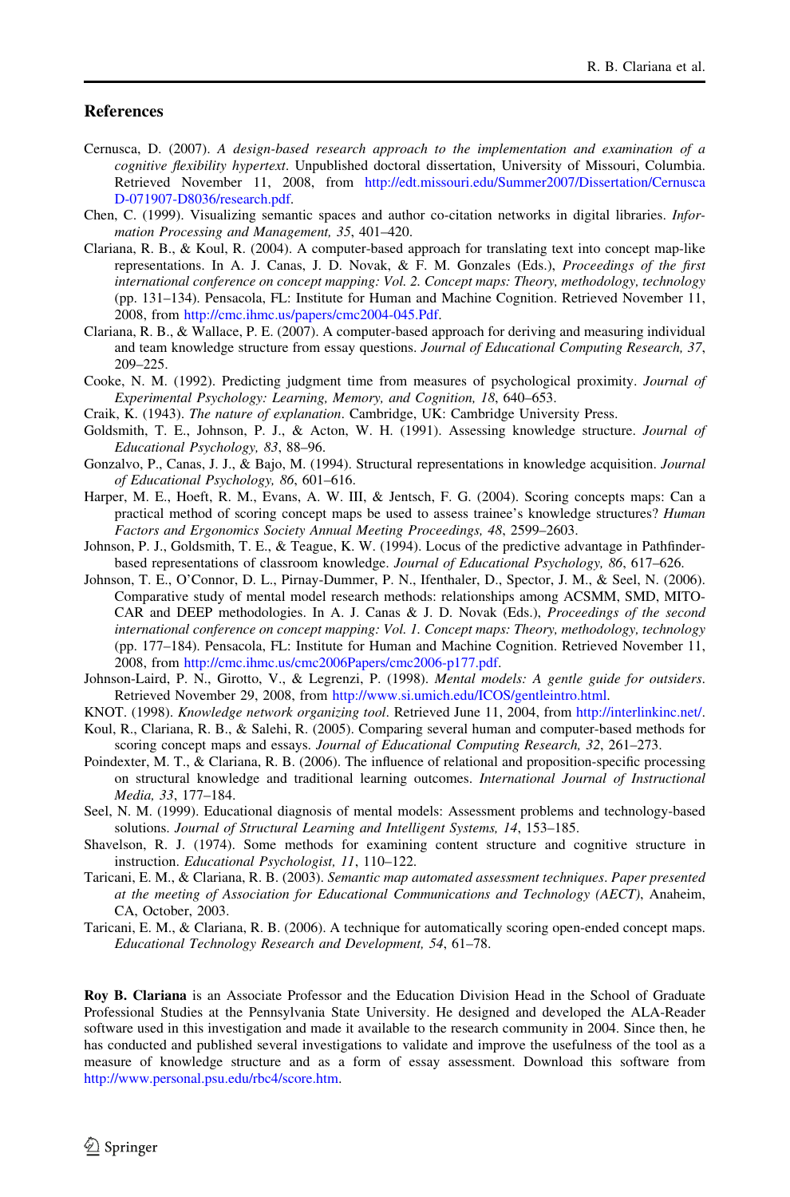## References

Cernusca, D. (2007). *A design-based research approach to the implementation and examination of a cognitive flexibility hypertext*. Unpublished doctoral dissertation, University of Missouri, Columbia. Retrieved November 11, 2008, from http://edt.missouri.edu/Summer2007/Dissertation/CernuscaD-071907-D8036/research.pdf.

Chen, C. (1999). Visualizing semantic spaces and author co-citation networks in digital libraries. *Information Processing and Management, 35*, 401–420.

Clariana, R. B., & Koul, R. (2004). A computer-based approach for translating text into concept map-like representations. In A. J. Canas, J. D. Novak, & F. M. Gonzales (Eds.), *Proceedings of the first international conference on concept mapping: Vol. 2. Concept maps: Theory, methodology, technology* (pp. 131–134). Pensacola, FL: Institute for Human and Machine Cognition. Retrieved November 11, 2008, from http://cmc.ihmc.us/papers/cmc2004-045.Pdf.

Clariana, R. B., & Wallace, P. E. (2007). A computer-based approach for deriving and measuring individual and team knowledge structure from essay questions. *Journal of Educational Computing Research, 37*, 209–225.

Cooke, N. M. (1992). Predicting judgment time from measures of psychological proximity. *Journal of Experimental Psychology: Learning, Memory, and Cognition, 18*, 640–653.

Craik, K. (1943). *The nature of explanation*. Cambridge, UK: Cambridge University Press.

Goldsmith, T. E., Johnson, P. J., & Acton, W. H. (1991). Assessing knowledge structure. *Journal of Educational Psychology, 83*, 88–96.

Gonzalvo, P., Canas, J. J., & Bajo, M. (1994). Structural representations in knowledge acquisition. *Journal of Educational Psychology, 86*, 601–616.

Harper, M. E., Hoeft, R. M., Evans, A. W. III, & Jentsch, F. G. (2004). Scoring concepts maps: Can a practical method of scoring concept maps be used to assess trainee's knowledge structures? *Human Factors and Ergonomics Society Annual Meeting Proceedings, 48*, 2599–2603.

Johnson, P. J., Goldsmith, T. E., & Teague, K. W. (1994). Locus of the predictive advantage in Pathfinder-based representations of classroom knowledge. *Journal of Educational Psychology, 86*, 617–626.

Johnson, T. E., O'Connor, D. L., Pirnay-Dummer, P. N., Ifenthaler, D., Spector, J. M., & Seel, N. (2006). Comparative study of mental model research methods: relationships among ACSMM, SMD, MITOCAR and DEEP methodologies. In A. J. Canas & J. D. Novak (Eds.), *Proceedings of the second international conference on concept mapping: Vol. 1. Concept maps: Theory, methodology, technology* (pp. 177–184). Pensacola, FL: Institute for Human and Machine Cognition. Retrieved November 11, 2008, from http://cmc.ihmc.us/cmc2006Papers/cmc2006-p177.pdf.

Johnson-Laird, P. N., Girotto, V., & Legrenzi, P. (1998). *Mental models: A gentle guide for outsiders*. Retrieved November 29, 2008, from http://www.si.umich.edu/ICOS/gentleintro.html.

KNOT. (1998). *Knowledge network organizing tool*. Retrieved June 11, 2004, from http://interlinkinc.net/.

Koul, R., Clariana, R. B., & Salehi, R. (2005). Comparing several human and computer-based methods for scoring concept maps and essays. *Journal of Educational Computing Research, 32*, 261–273.

Poindexter, M. T., & Clariana, R. B. (2006). The influence of relational and proposition-specific processing on structural knowledge and traditional learning outcomes. *International Journal of Instructional Media, 33*, 177–184.

Seel, N. M. (1999). Educational diagnosis of mental models: Assessment problems and technology-based solutions. *Journal of Structural Learning and Intelligent Systems, 14*, 153–185.

Shavelson, R. J. (1974). Some methods for examining content structure and cognitive structure in instruction. *Educational Psychologist, 11*, 110–122.

Taricani, E. M., & Clariana, R. B. (2003). *Semantic map automated assessment techniques. Paper presented at the meeting of Association for Educational Communications and Technology (AECT)*, Anaheim, CA, October, 2003.

Taricani, E. M., & Clariana, R. B. (2006). A technique for automatically scoring open-ended concept maps. *Educational Technology Research and Development, 54*, 61–78.

**Roy B. Clariana** is an Associate Professor and the Education Division Head in the School of Graduate Professional Studies at the Pennsylvania State University. He designed and developed the ALA-Reader software used in this investigation and made it available to the research community in 2004. Since then, he has conducted and published several investigations to validate and improve the usefulness of the tool as a measure of knowledge structure and as a form of essay assessment. Download this software from http://www.personal.psu.edu/rbc4/score.htm.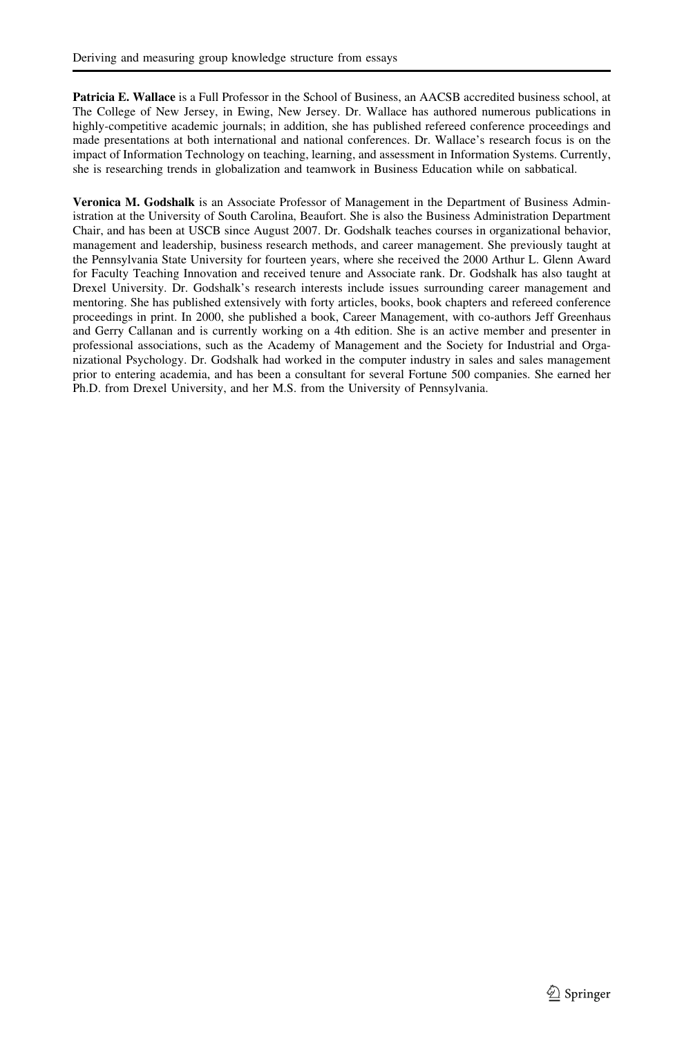**Patricia E. Wallace** is a Full Professor in the School of Business, an AACSB accredited business school, at The College of New Jersey, in Ewing, New Jersey. Dr. Wallace has authored numerous publications in highly-competitive academic journals; in addition, she has published refereed conference proceedings and made presentations at both international and national conferences. Dr. Wallace's research focus is on the impact of Information Technology on teaching, learning, and assessment in Information Systems. Currently, she is researching trends in globalization and teamwork in Business Education while on sabbatical.

**Veronica M. Godshalk** is an Associate Professor of Management in the Department of Business Administration at the University of South Carolina, Beaufort. She is also the Business Administration Department Chair, and has been at USCB since August 2007. Dr. Godshalk teaches courses in organizational behavior, management and leadership, business research methods, and career management. She previously taught at the Pennsylvania State University for fourteen years, where she received the 2000 Arthur L. Glenn Award for Faculty Teaching Innovation and received tenure and Associate rank. Dr. Godshalk has also taught at Drexel University. Dr. Godshalk's research interests include issues surrounding career management and mentoring. She has published extensively with forty articles, books, book chapters and refereed conference proceedings in print. In 2000, she published a book, Career Management, with co-authors Jeff Greenhaus and Gerry Callanan and is currently working on a 4th edition. She is an active member and presenter in professional associations, such as the Academy of Management and the Society for Industrial and Organizational Psychology. Dr. Godshalk had worked in the computer industry in sales and sales management prior to entering academia, and has been a consultant for several Fortune 500 companies. She earned her Ph.D. from Drexel University, and her M.S. from the University of Pennsylvania.